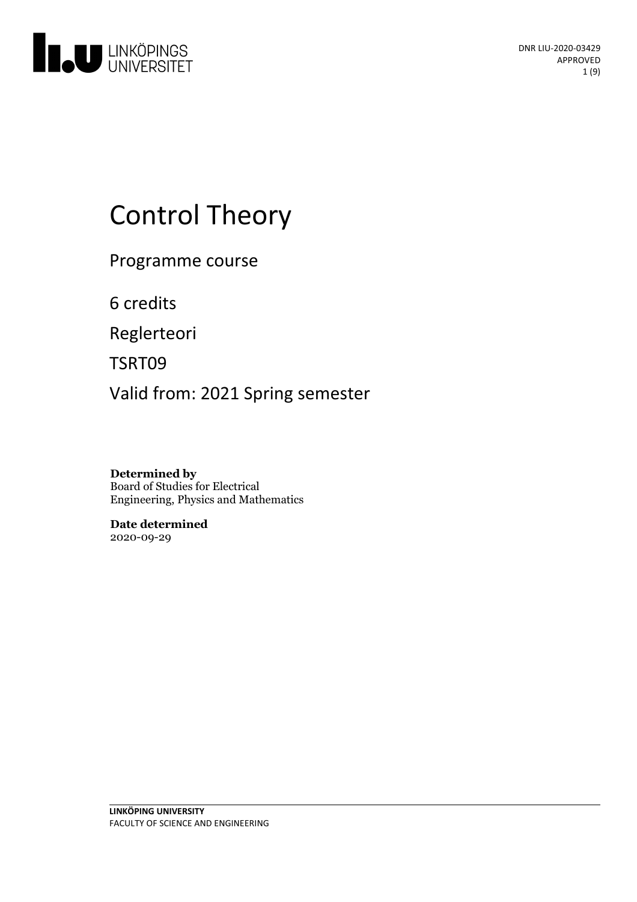LINKÖPINGS UNIVERSITET

DNR LIU-2020-03429
APPROVED

# Control Theory

Programme course

6 credits

Reglerteori

TSRT09

Valid from: 2021 Spring semester

**Determined by**
Board of Studies for Electrical Engineering, Physics and Mathematics

**Date determined**
2020-09-29

**LINKÖPING UNIVERSITY**
FACULTY OF SCIENCE AND ENGINEERING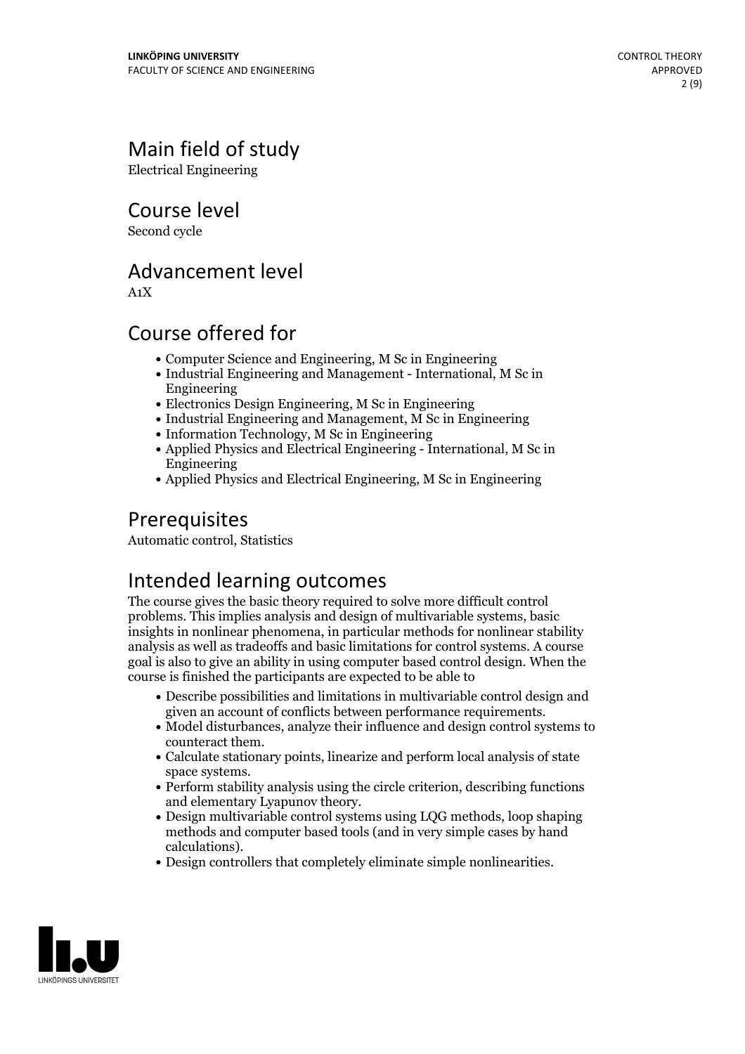## Main field of study

Electrical Engineering

## Course level

Second cycle

## Advancement level

A1X

## Course offered for

- Computer Science and Engineering, M Sc in Engineering
- Industrial Engineering and Management - International, M Sc in Engineering
- Electronics Design Engineering, M Sc in Engineering
- Industrial Engineering and Management, M Sc in Engineering
- Information Technology, M Sc in Engineering
- Applied Physics and Electrical Engineering - International, M Sc in Engineering
- Applied Physics and Electrical Engineering, M Sc in Engineering

## Prerequisites

Automatic control, Statistics

## Intended learning outcomes

The course gives the basic theory required to solve more difficult control problems. This implies analysis and design of multivariable systems, basic insights in nonlinear phenomena, in particular methods for nonlinear stability analysis as well as tradeoffs and basic limitations for control systems. A course goal is also to give an ability in using computer based control design. When the course is finished the participants are expected to be able to

- Describe possibilities and limitations in multivariable control design and given an account of conflicts between performance requirements.
- Model disturbances, analyze their influence and design control systems to counteract them.
- Calculate stationary points, linearize and perform local analysis of state space systems.
- Perform stability analysis using the circle criterion, describing functions and elementary Lyapunov theory.
- Design multivariable control systems using LQG methods, loop shaping methods and computer based tools (and in very simple cases by hand calculations).
- Design controllers that completely eliminate simple nonlinearities.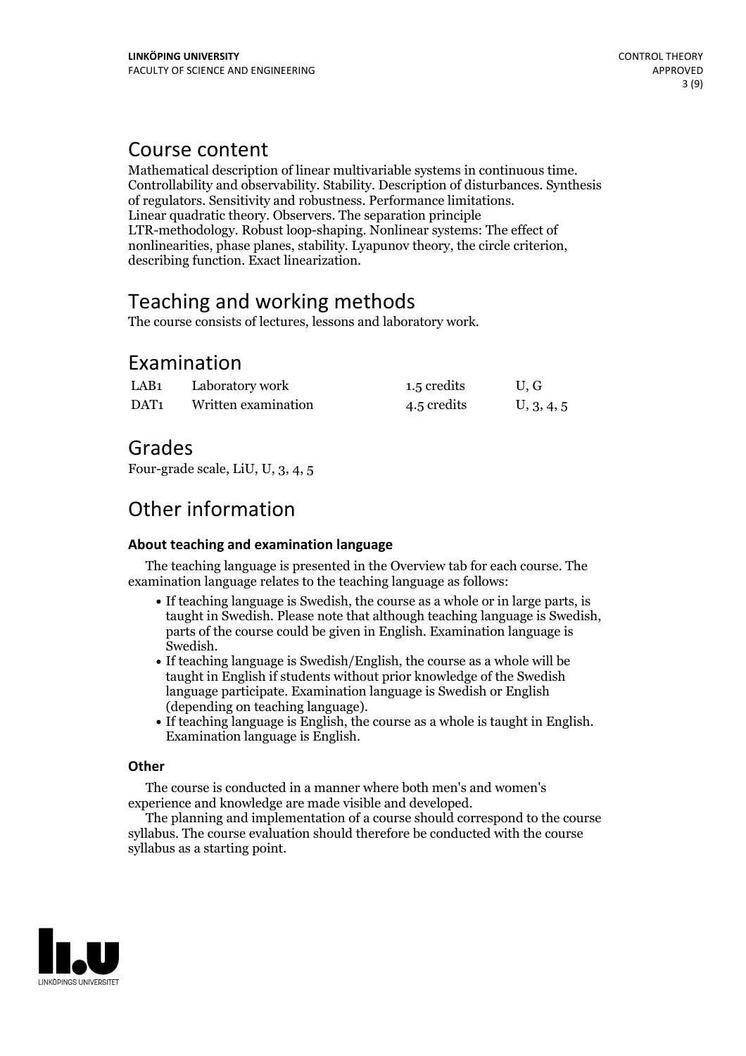# Course content

Mathematical description of linear multivariable systems in continuous time. Controllability and observability. Stability. Description of disturbances. Synthesis of regulators. Sensitivity and robustness. Performance limitations. Linear quadratic theory. Observers. The separation principle LTR-methodology. Robust loop-shaping. Nonlinear systems: The effect of nonlinearities, phase planes, stability. Lyapunov theory, the circle criterion, describing function. Exact linearization.

# Teaching and working methods

The course consists of lectures, lessons and laboratory work.

# Examination

| | | | |
|---|---|---|---|
| LAB1 | Laboratory work | 1.5 credits | U, G |
| DAT1 | Written examination | 4.5 credits | U, 3, 4, 5 |

# Grades

Four-grade scale, LiU, U, 3, 4, 5

# Other information

### About teaching and examination language

The teaching language is presented in the Overview tab for each course. The examination language relates to the teaching language as follows:

- If teaching language is Swedish, the course as a whole or in large parts, is taught in Swedish. Please note that although teaching language is Swedish, parts of the course could be given in English. Examination language is Swedish.
- If teaching language is Swedish/English, the course as a whole will be taught in English if students without prior knowledge of the Swedish language participate. Examination language is Swedish or English (depending on teaching language).
- If teaching language is English, the course as a whole is taught in English. Examination language is English.

### Other

The course is conducted in a manner where both men's and women's experience and knowledge are made visible and developed.

The planning and implementation of a course should correspond to the course syllabus. The course evaluation should therefore be conducted with the course syllabus as a starting point.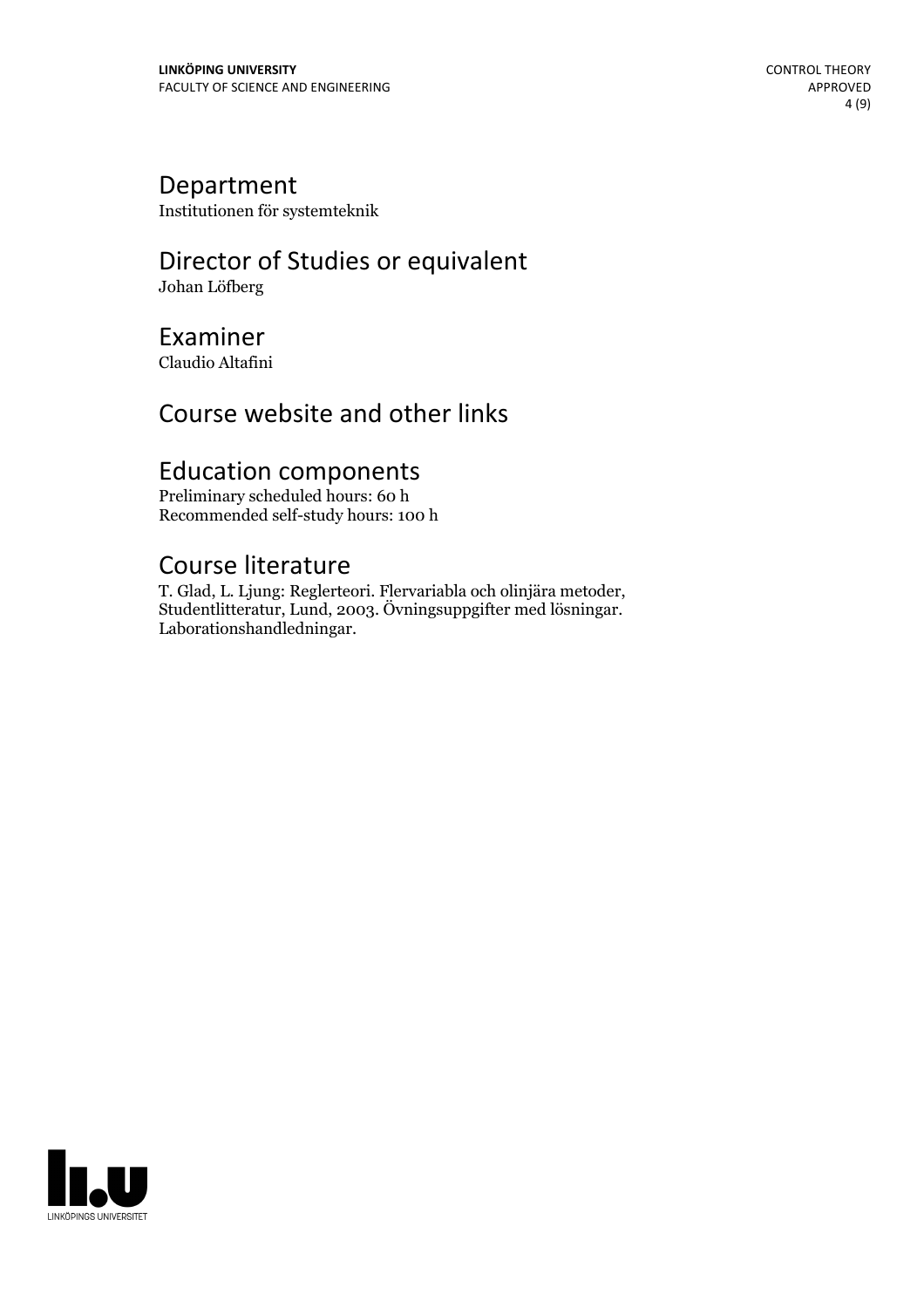## Department

Institutionen för systemteknik

## Director of Studies or equivalent

Johan Löfberg

## Examiner

Claudio Altafini

## Course website and other links

## Education components

Preliminary scheduled hours: 60 h
Recommended self-study hours: 100 h

## Course literature

T. Glad, L. Ljung: Reglerteori. Flervariabla och olinjära metoder, Studentlitteratur, Lund, 2003. Övningsuppgifter med lösningar. Laborationshandledningar.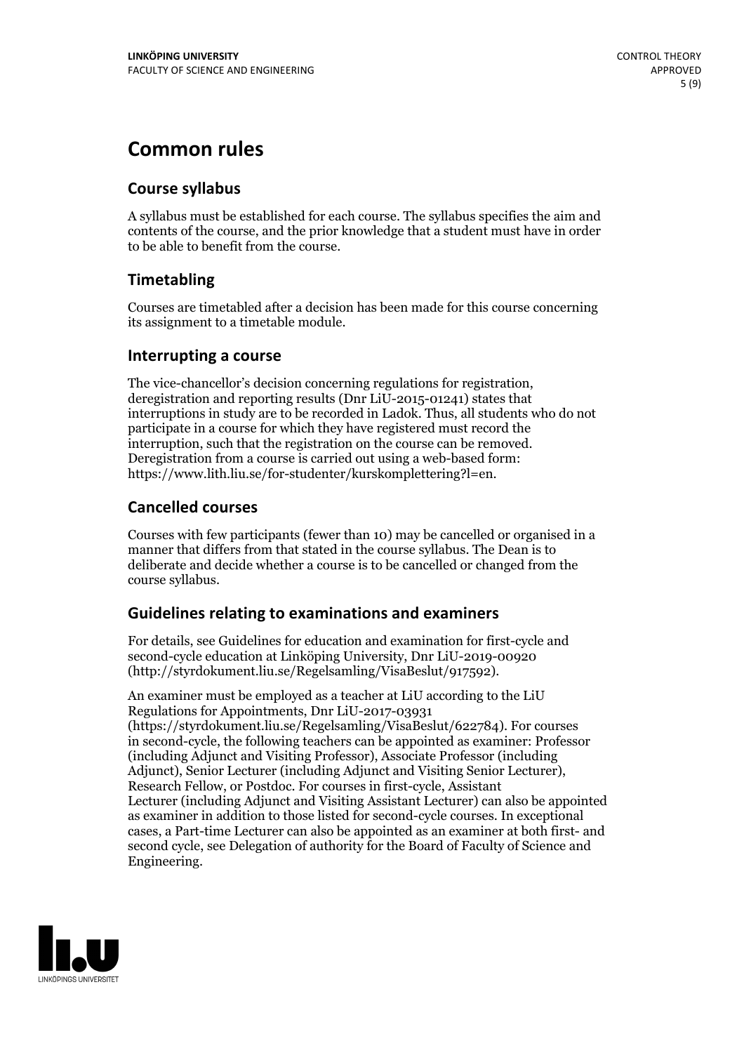# Common rules

## Course syllabus

A syllabus must be established for each course. The syllabus specifies the aim and contents of the course, and the prior knowledge that a student must have in order to be able to benefit from the course.

## Timetabling

Courses are timetabled after a decision has been made for this course concerning its assignment to a timetable module.

## Interrupting a course

The vice-chancellor's decision concerning regulations for registration, deregistration and reporting results (Dnr LiU-2015-01241) states that interruptions in study are to be recorded in Ladok. Thus, all students who do not participate in a course for which they have registered must record the interruption, such that the registration on the course can be removed. Deregistration from a course is carried out using a web-based form: https://www.lith.liu.se/for-studenter/kurskomplettering?l=en.

## Cancelled courses

Courses with few participants (fewer than 10) may be cancelled or organised in a manner that differs from that stated in the course syllabus. The Dean is to deliberate and decide whether a course is to be cancelled or changed from the course syllabus.

## Guidelines relating to examinations and examiners

For details, see Guidelines for education and examination for first-cycle and second-cycle education at Linköping University, Dnr LiU-2019-00920 (http://styrdokument.liu.se/Regelsamling/VisaBeslut/917592).

An examiner must be employed as a teacher at LiU according to the LiU Regulations for Appointments, Dnr LiU-2017-03931 (https://styrdokument.liu.se/Regelsamling/VisaBeslut/622784). For courses in second-cycle, the following teachers can be appointed as examiner: Professor (including Adjunct and Visiting Professor), Associate Professor (including Adjunct), Senior Lecturer (including Adjunct and Visiting Senior Lecturer), Research Fellow, or Postdoc. For courses in first-cycle, Assistant Lecturer (including Adjunct and Visiting Assistant Lecturer) can also be appointed as examiner in addition to those listed for second-cycle courses. In exceptional cases, a Part-time Lecturer can also be appointed as an examiner at both first- and second cycle, see Delegation of authority for the Board of Faculty of Science and Engineering.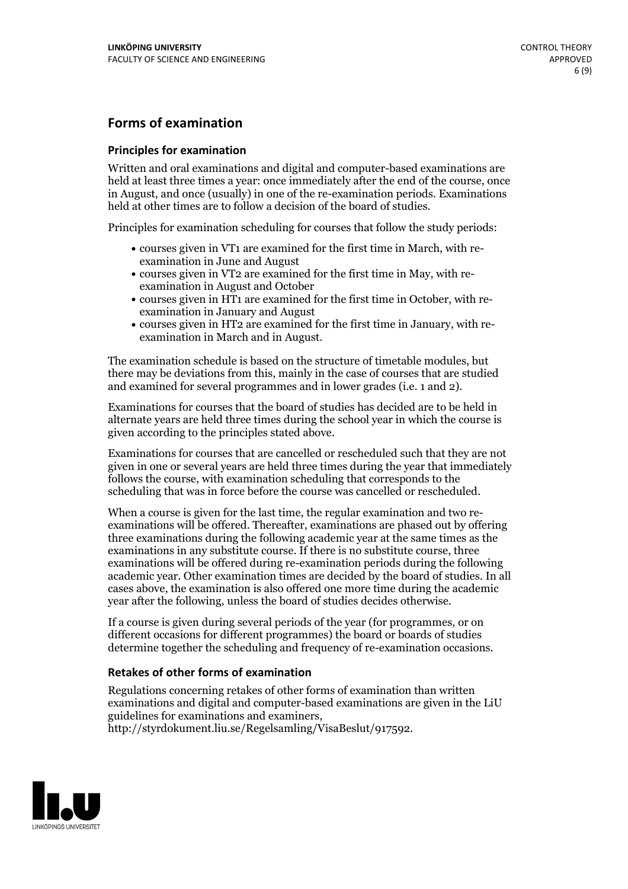## Forms of examination

### Principles for examination

Written and oral examinations and digital and computer-based examinations are held at least three times a year: once immediately after the end of the course, once in August, and once (usually) in one of the re-examination periods. Examinations held at other times are to follow a decision of the board of studies.

Principles for examination scheduling for courses that follow the study periods:

- courses given in VT1 are examined for the first time in March, with re-examination in June and August
- courses given in VT2 are examined for the first time in May, with re-examination in August and October
- courses given in HT1 are examined for the first time in October, with re-examination in January and August
- courses given in HT2 are examined for the first time in January, with re-examination in March and in August.

The examination schedule is based on the structure of timetable modules, but there may be deviations from this, mainly in the case of courses that are studied and examined for several programmes and in lower grades (i.e. 1 and 2).

Examinations for courses that the board of studies has decided are to be held in alternate years are held three times during the school year in which the course is given according to the principles stated above.

Examinations for courses that are cancelled or rescheduled such that they are not given in one or several years are held three times during the year that immediately follows the course, with examination scheduling that corresponds to the scheduling that was in force before the course was cancelled or rescheduled.

When a course is given for the last time, the regular examination and two re-examinations will be offered. Thereafter, examinations are phased out by offering three examinations during the following academic year at the same times as the examinations in any substitute course. If there is no substitute course, three examinations will be offered during re-examination periods during the following academic year. Other examination times are decided by the board of studies. In all cases above, the examination is also offered one more time during the academic year after the following, unless the board of studies decides otherwise.

If a course is given during several periods of the year (for programmes, or on different occasions for different programmes) the board or boards of studies determine together the scheduling and frequency of re-examination occasions.

### Retakes of other forms of examination

Regulations concerning retakes of other forms of examination than written examinations and digital and computer-based examinations are given in the LiU guidelines for examinations and examiners, http://styrdokument.liu.se/Regelsamling/VisaBeslut/917592.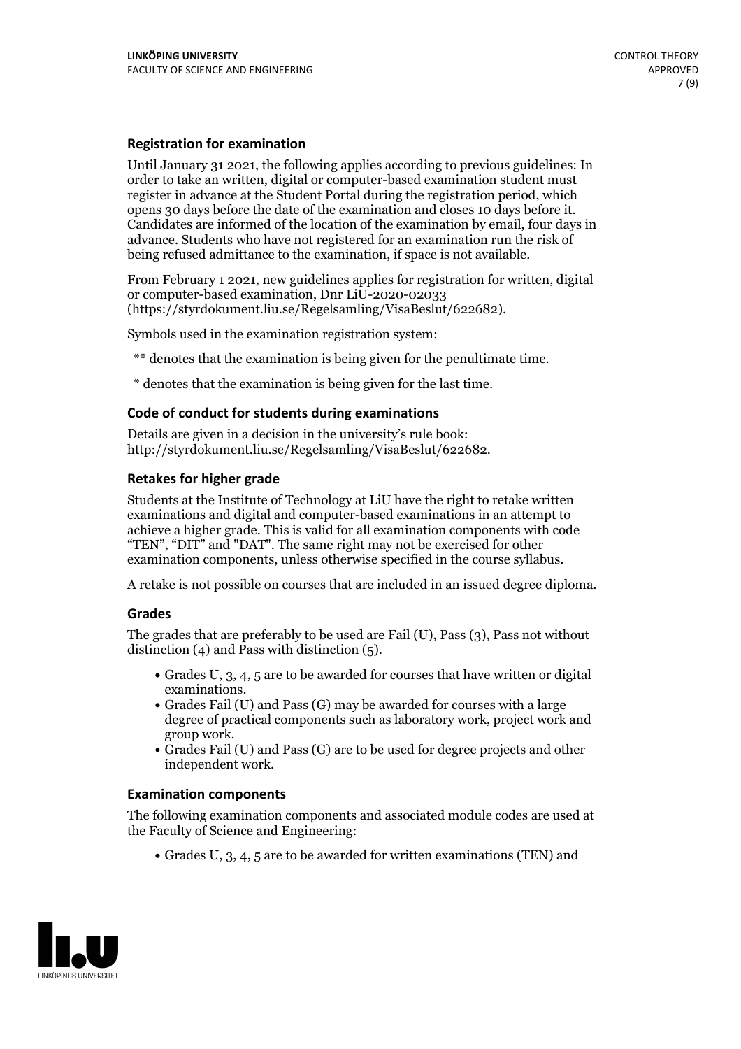### Registration for examination

Until January 31 2021, the following applies according to previous guidelines: In order to take an written, digital or computer-based examination student must register in advance at the Student Portal during the registration period, which opens 30 days before the date of the examination and closes 10 days before it. Candidates are informed of the location of the examination by email, four days in advance. Students who have not registered for an examination run the risk of being refused admittance to the examination, if space is not available.

From February 1 2021, new guidelines applies for registration for written, digital or computer-based examination, Dnr LiU-2020-02033 (https://styrdokument.liu.se/Regelsamling/VisaBeslut/622682).

Symbols used in the examination registration system:

** denotes that the examination is being given for the penultimate time.

* denotes that the examination is being given for the last time.

### Code of conduct for students during examinations

Details are given in a decision in the university's rule book: http://styrdokument.liu.se/Regelsamling/VisaBeslut/622682.

### Retakes for higher grade

Students at the Institute of Technology at LiU have the right to retake written examinations and digital and computer-based examinations in an attempt to achieve a higher grade. This is valid for all examination components with code "TEN", "DIT" and "DAT". The same right may not be exercised for other examination components, unless otherwise specified in the course syllabus.

A retake is not possible on courses that are included in an issued degree diploma.

### Grades

The grades that are preferably to be used are Fail (U), Pass (3), Pass not without distinction (4) and Pass with distinction (5).

- Grades U, 3, 4, 5 are to be awarded for courses that have written or digital examinations.
- Grades Fail (U) and Pass (G) may be awarded for courses with a large degree of practical components such as laboratory work, project work and group work.
- Grades Fail (U) and Pass (G) are to be used for degree projects and other independent work.

### Examination components

The following examination components and associated module codes are used at the Faculty of Science and Engineering:

- Grades U, 3, 4, 5 are to be awarded for written examinations (TEN) and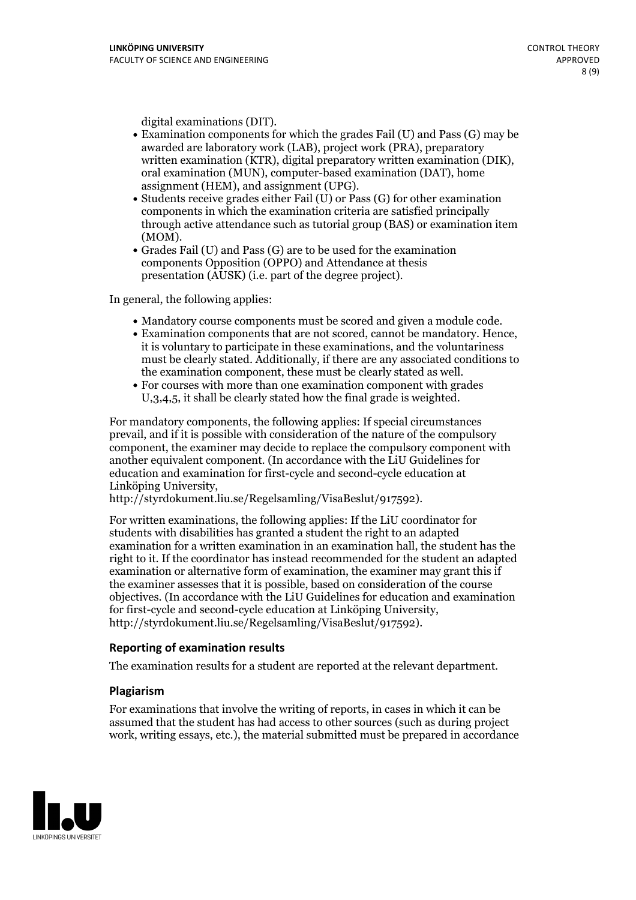digital examinations (DIT).

- Examination components for which the grades Fail (U) and Pass (G) may be awarded are laboratory work (LAB), project work (PRA), preparatory written examination (KTR), digital preparatory written examination (DIK), oral examination (MUN), computer-based examination (DAT), home assignment (HEM), and assignment (UPG).
- Students receive grades either Fail (U) or Pass (G) for other examination components in which the examination criteria are satisfied principally through active attendance such as tutorial group (BAS) or examination item (MOM).
- Grades Fail (U) and Pass (G) are to be used for the examination components Opposition (OPPO) and Attendance at thesis presentation (AUSK) (i.e. part of the degree project).

In general, the following applies:

- Mandatory course components must be scored and given a module code.
- Examination components that are not scored, cannot be mandatory. Hence, it is voluntary to participate in these examinations, and the voluntariness must be clearly stated. Additionally, if there are any associated conditions to the examination component, these must be clearly stated as well.
- For courses with more than one examination component with grades U,3,4,5, it shall be clearly stated how the final grade is weighted.

For mandatory components, the following applies: If special circumstances prevail, and if it is possible with consideration of the nature of the compulsory component, the examiner may decide to replace the compulsory component with another equivalent component. (In accordance with the LiU Guidelines for education and examination for first-cycle and second-cycle education at Linköping University, http://styrdokument.liu.se/Regelsamling/VisaBeslut/917592).

For written examinations, the following applies: If the LiU coordinator for students with disabilities has granted a student the right to an adapted examination for a written examination in an examination hall, the student has the right to it. If the coordinator has instead recommended for the student an adapted examination or alternative form of examination, the examiner may grant this if the examiner assesses that it is possible, based on consideration of the course objectives. (In accordance with the LiU Guidelines for education and examination for first-cycle and second-cycle education at Linköping University, http://styrdokument.liu.se/Regelsamling/VisaBeslut/917592).

### Reporting of examination results

The examination results for a student are reported at the relevant department.

### Plagiarism

For examinations that involve the writing of reports, in cases in which it can be assumed that the student has had access to other sources (such as during project work, writing essays, etc.), the material submitted must be prepared in accordance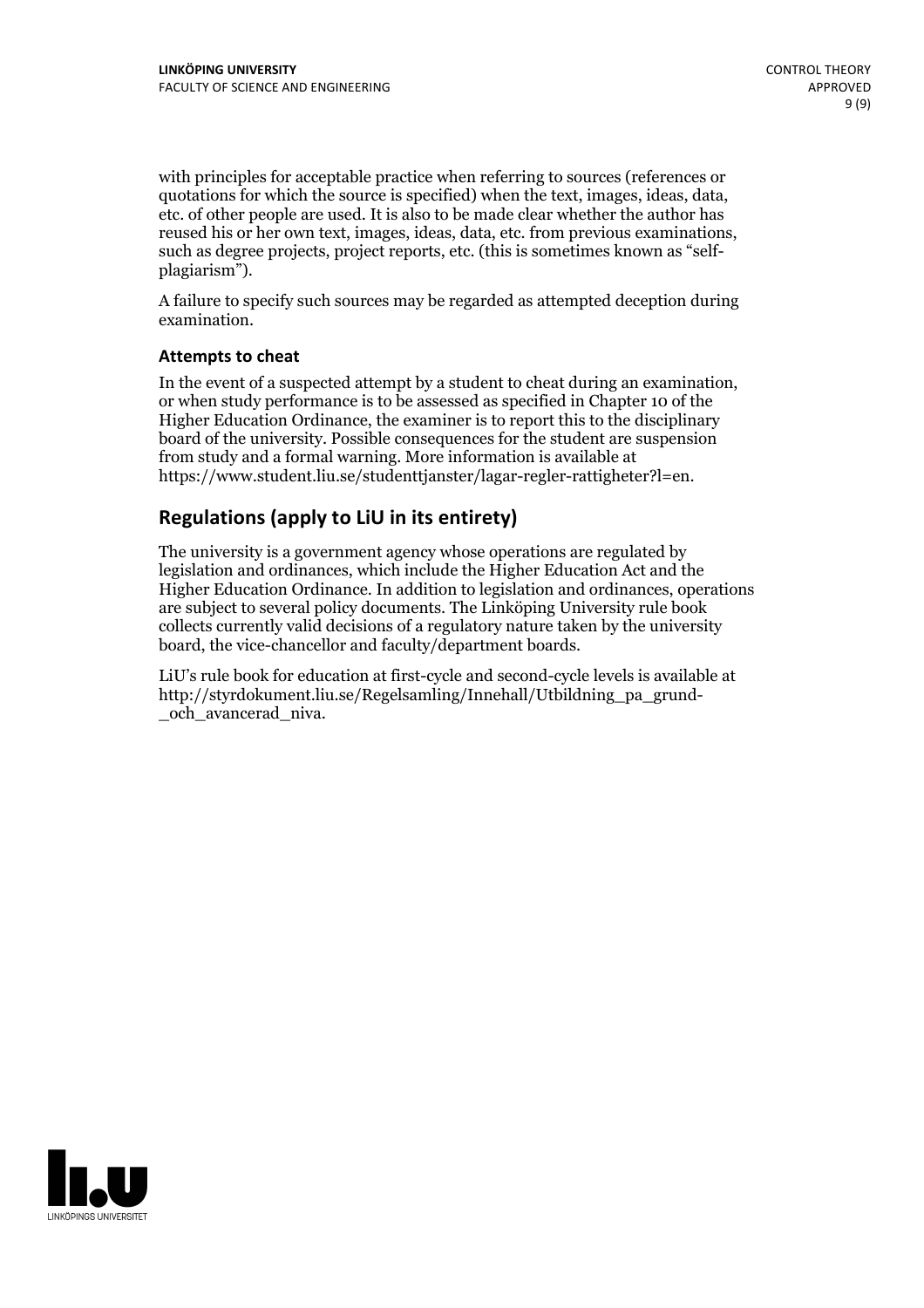with principles for acceptable practice when referring to sources (references or quotations for which the source is specified) when the text, images, ideas, data, etc. of other people are used. It is also to be made clear whether the author has reused his or her own text, images, ideas, data, etc. from previous examinations, such as degree projects, project reports, etc. (this is sometimes known as "self-plagiarism").

A failure to specify such sources may be regarded as attempted deception during examination.

### Attempts to cheat

In the event of a suspected attempt by a student to cheat during an examination, or when study performance is to be assessed as specified in Chapter 10 of the Higher Education Ordinance, the examiner is to report this to the disciplinary board of the university. Possible consequences for the student are suspension from study and a formal warning. More information is available at https://www.student.liu.se/studenttjanster/lagar-regler-rattigheter?l=en.

## Regulations (apply to LiU in its entirety)

The university is a government agency whose operations are regulated by legislation and ordinances, which include the Higher Education Act and the Higher Education Ordinance. In addition to legislation and ordinances, operations are subject to several policy documents. The Linköping University rule book collects currently valid decisions of a regulatory nature taken by the university board, the vice-chancellor and faculty/department boards.

LiU's rule book for education at first-cycle and second-cycle levels is available at http://styrdokument.liu.se/Regelsamling/Innehall/Utbildning_pa_grund-_och_avancerad_niva.